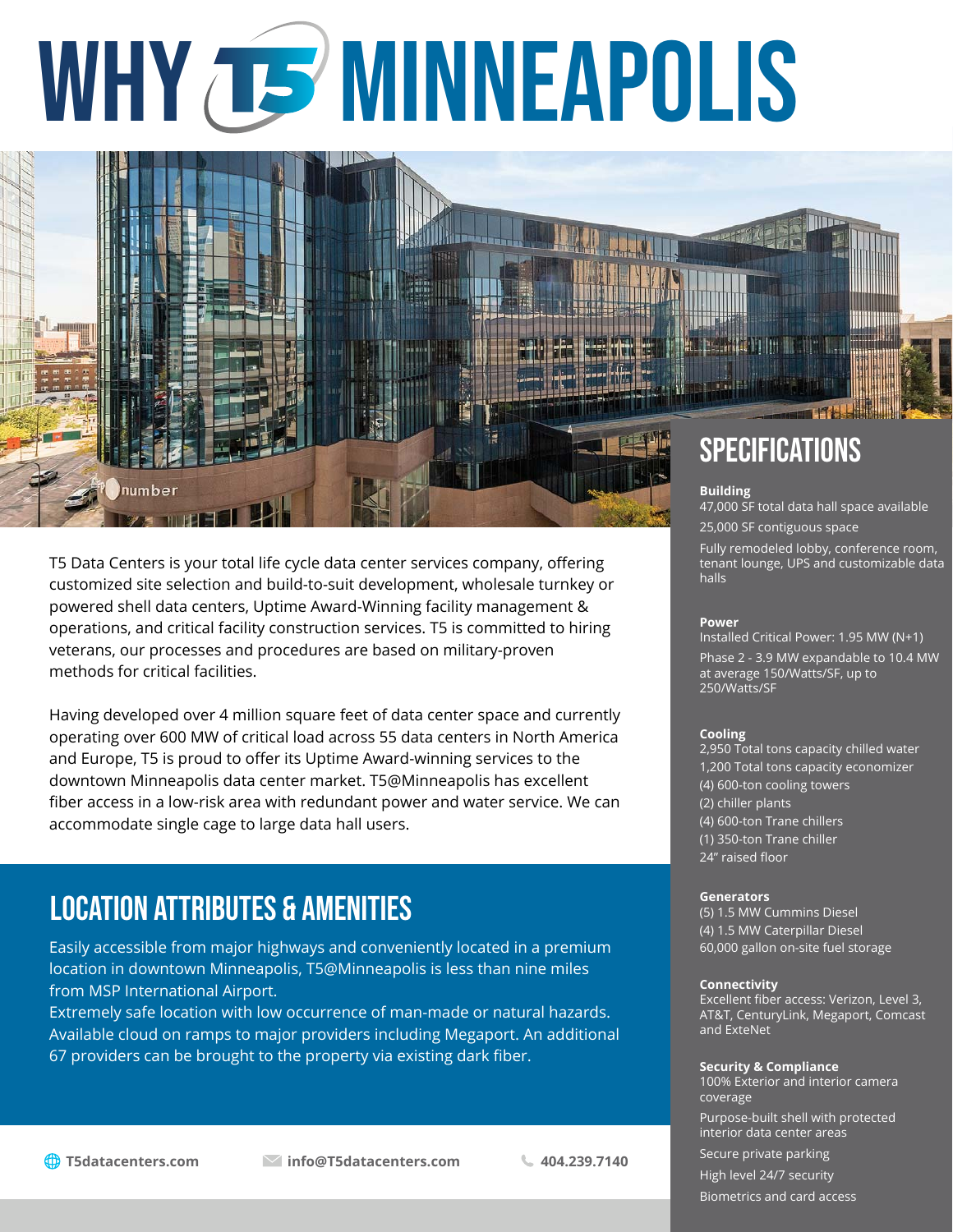# WHY T5 MINNEAPOLIS

T5 Data Centers is your total life cycle data center services company, offering customized site selection and build-to-suit development, wholesale turnkey or powered shell data centers, Uptime Award-Winning facility management & operations, and critical facility construction services. T5 is committed to hiring veterans, our processes and procedures are based on military-proven methods for critical facilities.

Having developed over 4 million square feet of data center space and currently operating over 600 MW of critical load across 55 data centers in North America and Europe, T5 is proud to offer its Uptime Award-winning services to the downtown Minneapolis data center market. T5@Minneapolis has excellent fiber access in a low-risk area with redundant power and water service. We can accommodate single cage to large data hall users.

## LOCATION ATTRIBUTES & AMENITIES

Easily accessible from major highways and conveniently located in a premium location in downtown Minneapolis, T5@Minneapolis is less than nine miles from MSP International Airport.
Extremely safe location with low occurrence of man-made or natural hazards. Available cloud on ramps to major providers including Megaport. An additional 67 providers can be brought to the property via existing dark fiber.

T5datacenters.com | info@T5datacenters.com | 404.239.7140

## SPECIFICATIONS

**Building**

47,000 SF total data hall space available

25,000 SF contiguous space

Fully remodeled lobby, conference room, tenant lounge, UPS and customizable data halls

**Power**

Installed Critical Power: 1.95 MW (N+1)

Phase 2 - 3.9 MW expandable to 10.4 MW at average 150/Watts/SF, up to 250/Watts/SF

**Cooling**

2,950 Total tons capacity chilled water
1,200 Total tons capacity economizer
(4) 600-ton cooling towers
(2) chiller plants
(4) 600-ton Trane chillers
(1) 350-ton Trane chiller
24" raised floor

**Generators**

(5) 1.5 MW Cummins Diesel
(4) 1.5 MW Caterpillar Diesel
60,000 gallon on-site fuel storage

**Connectivity**

Excellent fiber access: Verizon, Level 3, AT&T, CenturyLink, Megaport, Comcast and ExteNet

**Security & Compliance**

100% Exterior and interior camera coverage

Purpose-built shell with protected interior data center areas

Secure private parking

High level 24/7 security

Biometrics and card access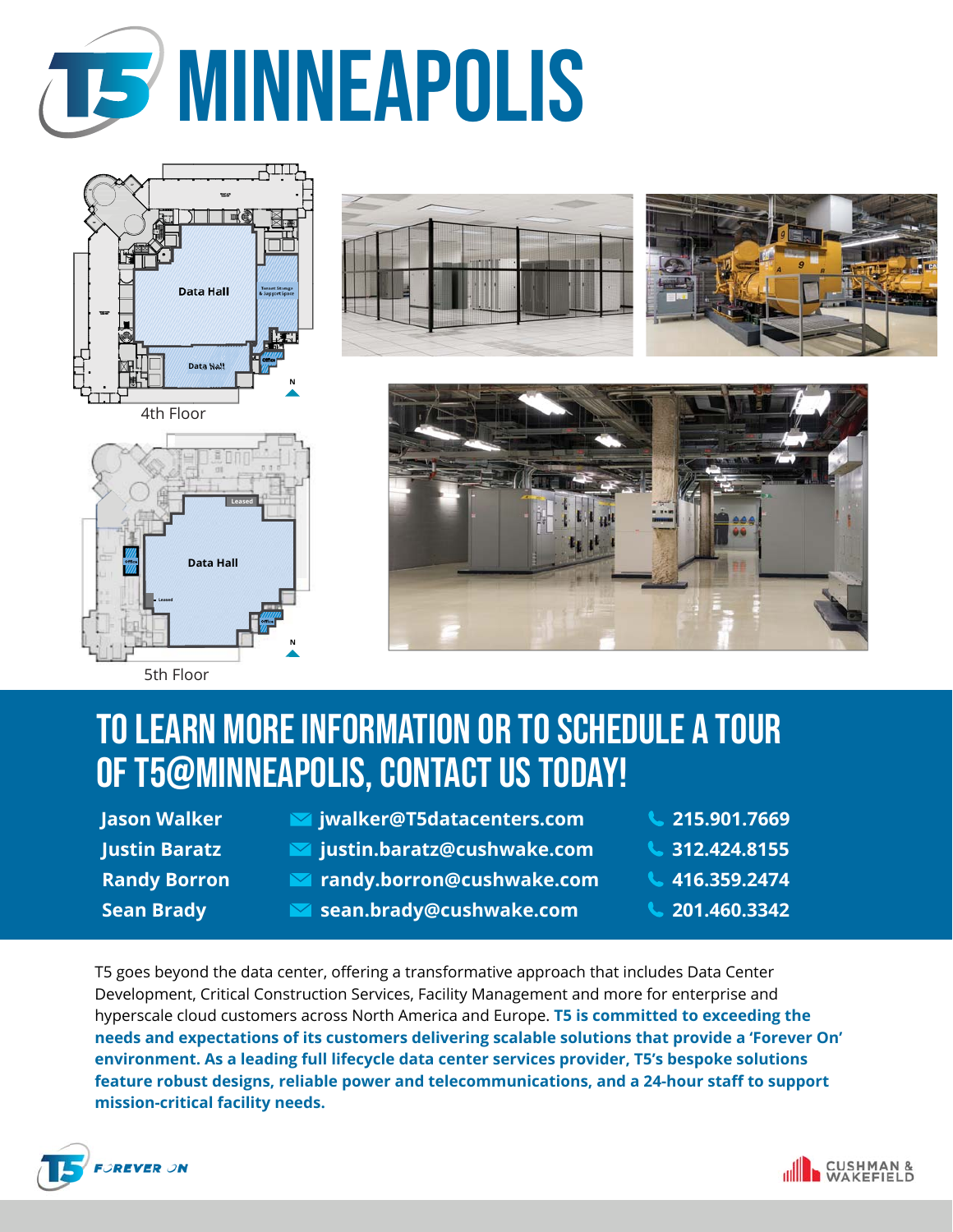# T5 MINNEAPOLIS

Data Hall

Data Hall

4th Floor

Data Hall

5th Floor

## TO LEARN MORE INFORMATION OR TO SCHEDULE A TOUR OF T5@MINNEAPOLIS, CONTACT US TODAY!

| | | |
|---|---|---|
| **Jason Walker** | **jwalker@T5datacenters.com** | **215.901.7669** |
| **Justin Baratz** | **justin.baratz@cushwake.com** | **312.424.8155** |
| **Randy Borron** | **randy.borron@cushwake.com** | **416.359.2474** |
| **Sean Brady** | **sean.brady@cushwake.com** | **201.460.3342** |

T5 goes beyond the data center, offering a transformative approach that includes Data Center Development, Critical Construction Services, Facility Management and more for enterprise and hyperscale cloud customers across North America and Europe. **T5 is committed to exceeding the needs and expectations of its customers delivering scalable solutions that provide a 'Forever On' environment. As a leading full lifecycle data center services provider, T5's bespoke solutions feature robust designs, reliable power and telecommunications, and a 24-hour staff to support mission-critical facility needs.**

T5 FOREVER ON

CUSHMAN & WAKEFIELD